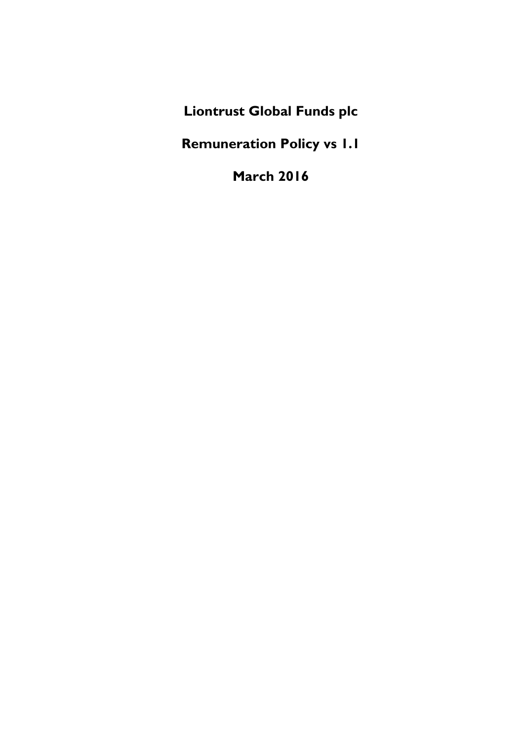# Liontrust Global Funds plc

# Remuneration Policy vs 1.1

# March 2016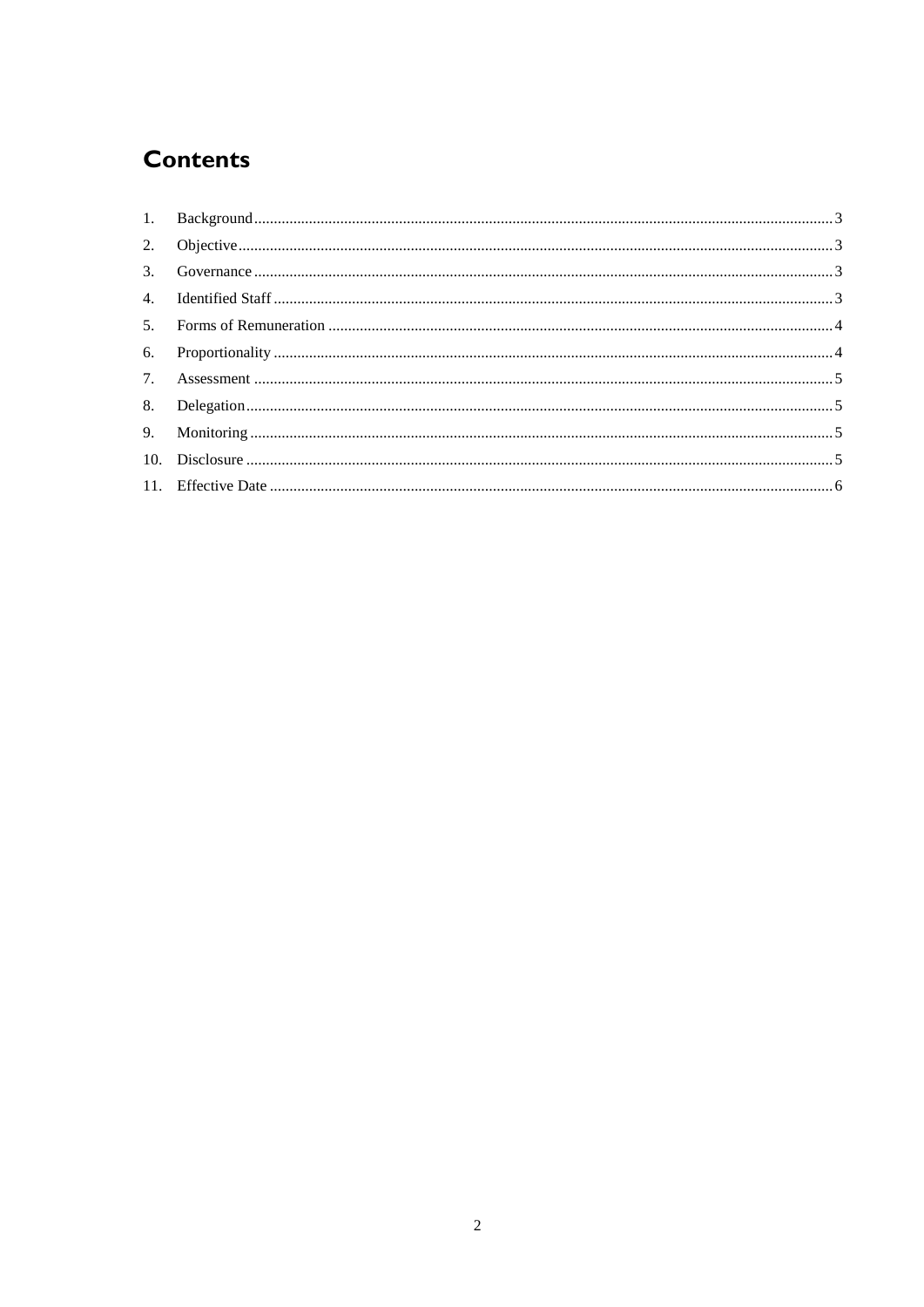# Contents

1. Background ........ 3
2. Objective ........ 3
3. Governance ........ 3
4. Identified Staff ........ 3
5. Forms of Remuneration ........ 4
6. Proportionality ........ 4
7. Assessment ........ 5
8. Delegation ........ 5
9. Monitoring ........ 5
10. Disclosure ........ 5
11. Effective Date ........ 6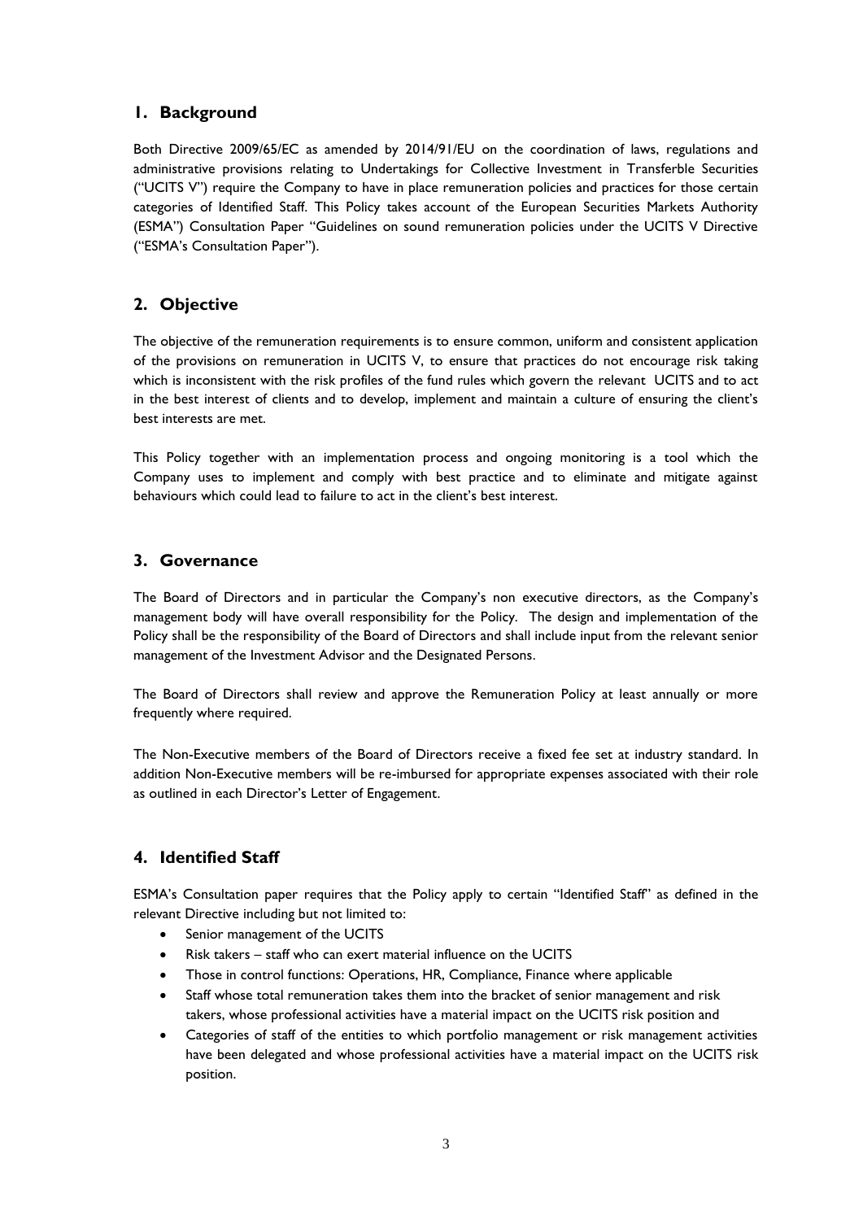## 1. Background

Both Directive 2009/65/EC as amended by 2014/91/EU on the coordination of laws, regulations and administrative provisions relating to Undertakings for Collective Investment in Transferble Securities ("UCITS V") require the Company to have in place remuneration policies and practices for those certain categories of Identified Staff. This Policy takes account of the European Securities Markets Authority (ESMA") Consultation Paper "Guidelines on sound remuneration policies under the UCITS V Directive ("ESMA's Consultation Paper").

## 2. Objective

The objective of the remuneration requirements is to ensure common, uniform and consistent application of the provisions on remuneration in UCITS V, to ensure that practices do not encourage risk taking which is inconsistent with the risk profiles of the fund rules which govern the relevant UCITS and to act in the best interest of clients and to develop, implement and maintain a culture of ensuring the client's best interests are met.

This Policy together with an implementation process and ongoing monitoring is a tool which the Company uses to implement and comply with best practice and to eliminate and mitigate against behaviours which could lead to failure to act in the client's best interest.

## 3. Governance

The Board of Directors and in particular the Company's non executive directors, as the Company's management body will have overall responsibility for the Policy. The design and implementation of the Policy shall be the responsibility of the Board of Directors and shall include input from the relevant senior management of the Investment Advisor and the Designated Persons.

The Board of Directors shall review and approve the Remuneration Policy at least annually or more frequently where required.

The Non-Executive members of the Board of Directors receive a fixed fee set at industry standard. In addition Non-Executive members will be re-imbursed for appropriate expenses associated with their role as outlined in each Director's Letter of Engagement.

## 4. Identified Staff

ESMA's Consultation paper requires that the Policy apply to certain "Identified Staff" as defined in the relevant Directive including but not limited to:

- Senior management of the UCITS
- Risk takers – staff who can exert material influence on the UCITS
- Those in control functions: Operations, HR, Compliance, Finance where applicable
- Staff whose total remuneration takes them into the bracket of senior management and risk takers, whose professional activities have a material impact on the UCITS risk position and
- Categories of staff of the entities to which portfolio management or risk management activities have been delegated and whose professional activities have a material impact on the UCITS risk position.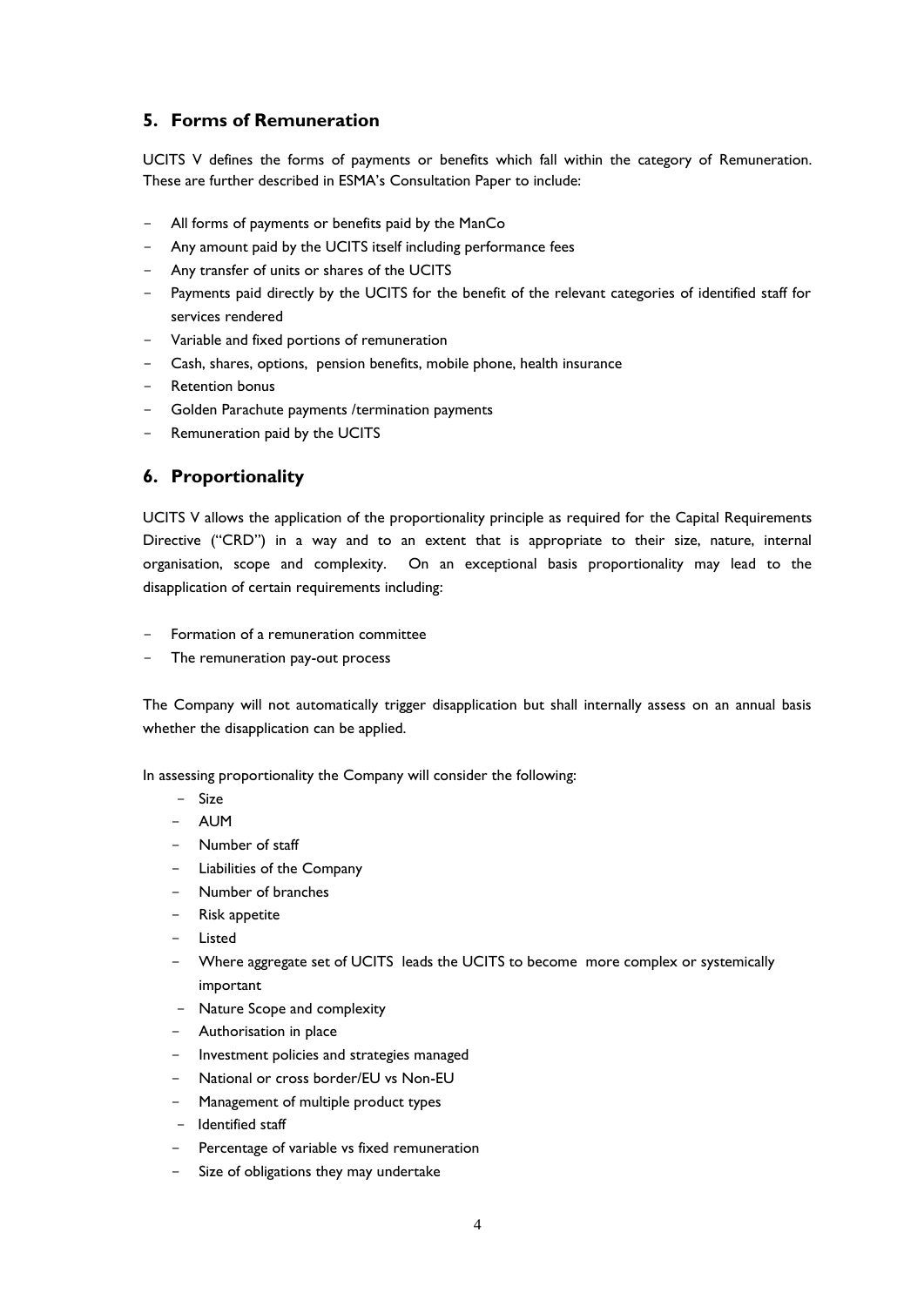## 5. Forms of Remuneration

UCITS V defines the forms of payments or benefits which fall within the category of Remuneration. These are further described in ESMA's Consultation Paper to include:

- All forms of payments or benefits paid by the ManCo
- Any amount paid by the UCITS itself including performance fees
- Any transfer of units or shares of the UCITS
- Payments paid directly by the UCITS for the benefit of the relevant categories of identified staff for services rendered
- Variable and fixed portions of remuneration
- Cash, shares, options, pension benefits, mobile phone, health insurance
- Retention bonus
- Golden Parachute payments /termination payments
- Remuneration paid by the UCITS

## 6. Proportionality

UCITS V allows the application of the proportionality principle as required for the Capital Requirements Directive ("CRD") in a way and to an extent that is appropriate to their size, nature, internal organisation, scope and complexity. On an exceptional basis proportionality may lead to the disapplication of certain requirements including:

- Formation of a remuneration committee
- The remuneration pay-out process

The Company will not automatically trigger disapplication but shall internally assess on an annual basis whether the disapplication can be applied.

In assessing proportionality the Company will consider the following:

- Size
- AUM
- Number of staff
- Liabilities of the Company
- Number of branches
- Risk appetite
- Listed
- Where aggregate set of UCITS leads the UCITS to become more complex or systemically important
- Nature Scope and complexity
- Authorisation in place
- Investment policies and strategies managed
- National or cross border/EU vs Non-EU
- Management of multiple product types
- Identified staff
- Percentage of variable vs fixed remuneration
- Size of obligations they may undertake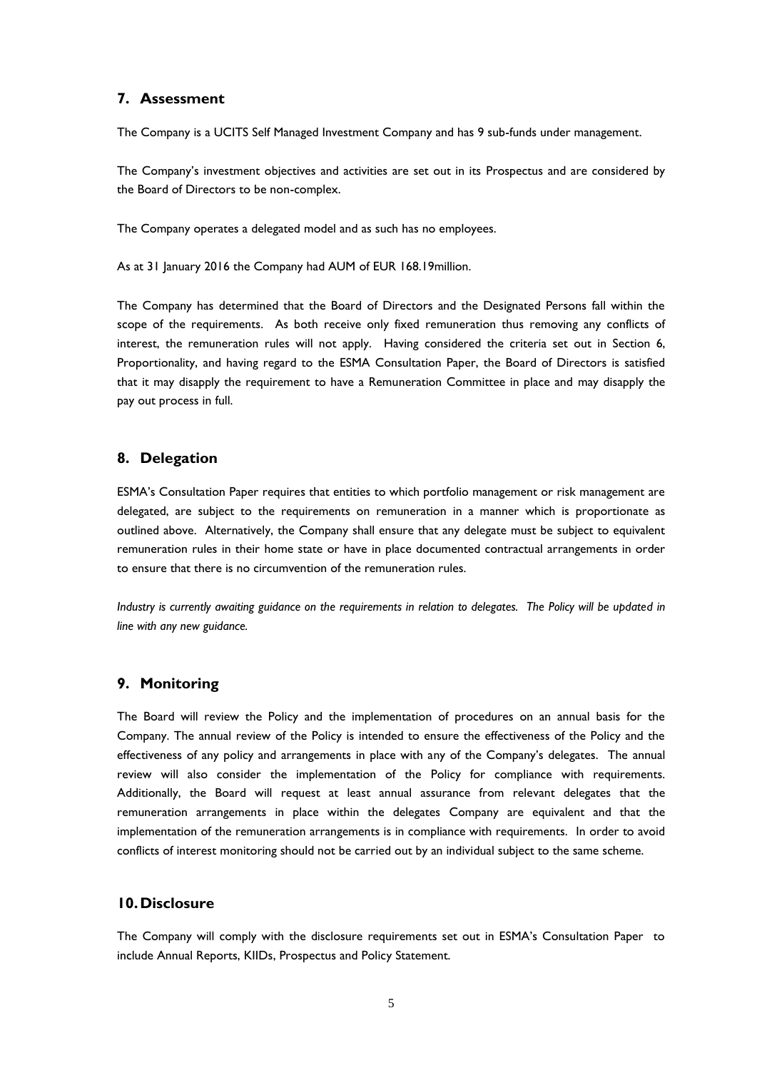## 7. Assessment

The Company is a UCITS Self Managed Investment Company and has 9 sub-funds under management.

The Company's investment objectives and activities are set out in its Prospectus and are considered by the Board of Directors to be non-complex.

The Company operates a delegated model and as such has no employees.

As at 31 January 2016 the Company had AUM of EUR 168.19million.

The Company has determined that the Board of Directors and the Designated Persons fall within the scope of the requirements. As both receive only fixed remuneration thus removing any conflicts of interest, the remuneration rules will not apply. Having considered the criteria set out in Section 6, Proportionality, and having regard to the ESMA Consultation Paper, the Board of Directors is satisfied that it may disapply the requirement to have a Remuneration Committee in place and may disapply the pay out process in full.

## 8. Delegation

ESMA's Consultation Paper requires that entities to which portfolio management or risk management are delegated, are subject to the requirements on remuneration in a manner which is proportionate as outlined above. Alternatively, the Company shall ensure that any delegate must be subject to equivalent remuneration rules in their home state or have in place documented contractual arrangements in order to ensure that there is no circumvention of the remuneration rules.

*Industry is currently awaiting guidance on the requirements in relation to delegates. The Policy will be updated in line with any new guidance.*

## 9. Monitoring

The Board will review the Policy and the implementation of procedures on an annual basis for the Company. The annual review of the Policy is intended to ensure the effectiveness of the Policy and the effectiveness of any policy and arrangements in place with any of the Company's delegates. The annual review will also consider the implementation of the Policy for compliance with requirements. Additionally, the Board will request at least annual assurance from relevant delegates that the remuneration arrangements in place within the delegates Company are equivalent and that the implementation of the remuneration arrangements is in compliance with requirements. In order to avoid conflicts of interest monitoring should not be carried out by an individual subject to the same scheme.

## 10. Disclosure

The Company will comply with the disclosure requirements set out in ESMA's Consultation Paper to include Annual Reports, KIIDs, Prospectus and Policy Statement.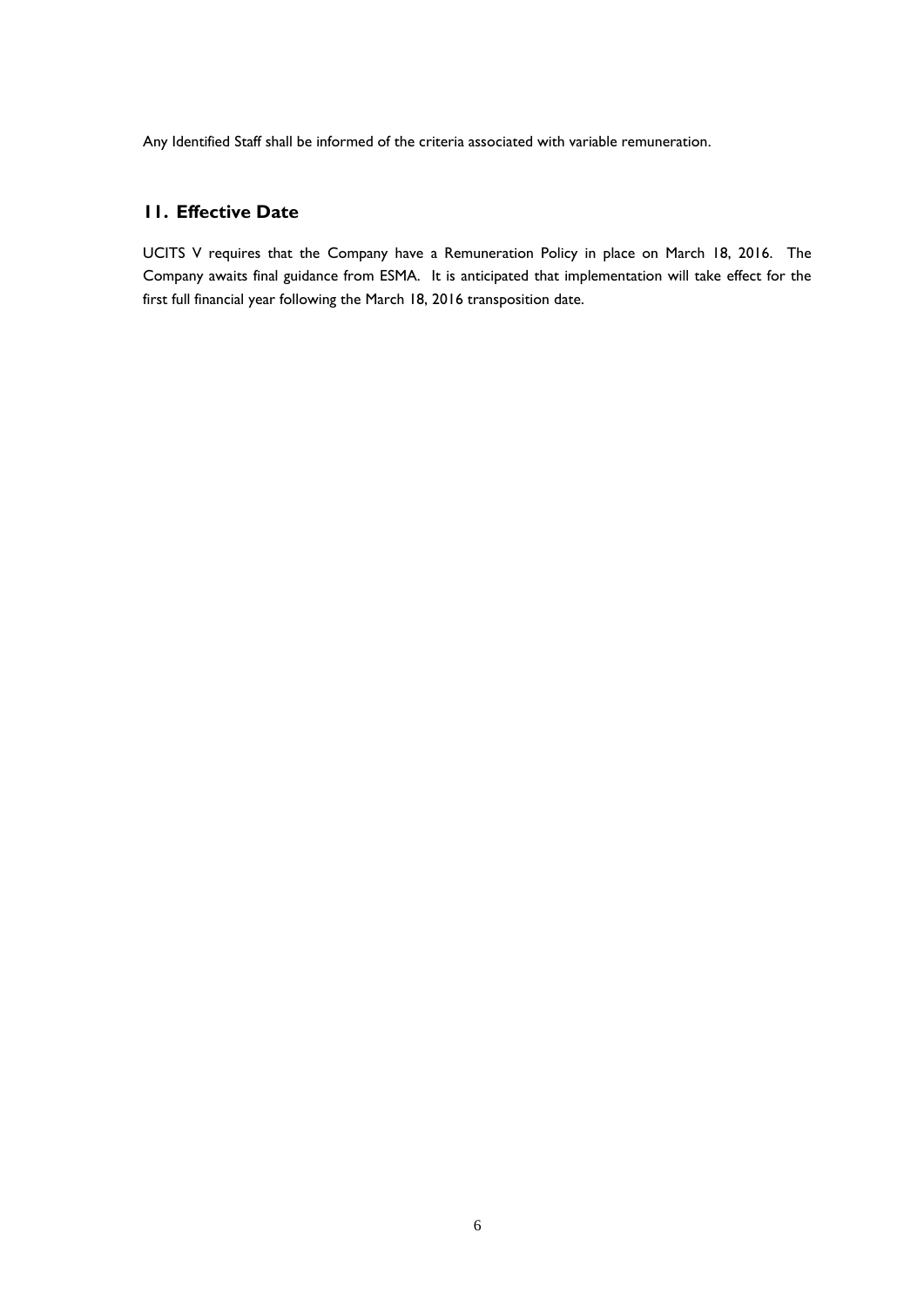Any Identified Staff shall be informed of the criteria associated with variable remuneration.

## 11. Effective Date

UCITS V requires that the Company have a Remuneration Policy in place on March 18, 2016. The Company awaits final guidance from ESMA. It is anticipated that implementation will take effect for the first full financial year following the March 18, 2016 transposition date.